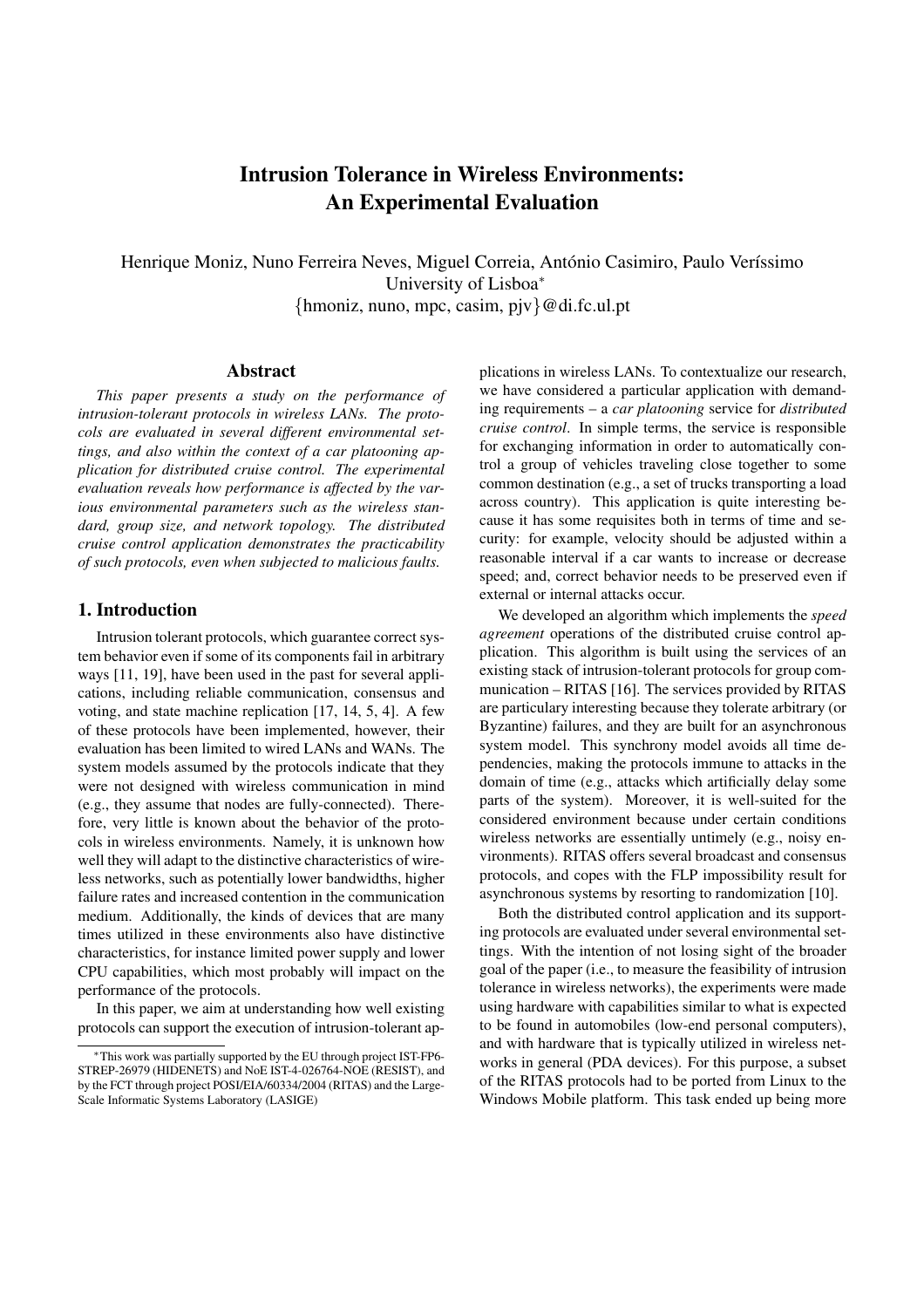# Intrusion Tolerance in Wireless Environments: An Experimental Evaluation

Henrique Moniz, Nuno Ferreira Neves, Miguel Correia, António Casimiro, Paulo Veríssimo
University of Lisboa*
{hmoniz, nuno, mpc, casim, pjv}@di.fc.ul.pt

## Abstract

*This paper presents a study on the performance of intrusion-tolerant protocols in wireless LANs. The protocols are evaluated in several different environmental settings, and also within the context of a car platooning application for distributed cruise control. The experimental evaluation reveals how performance is affected by the various environmental parameters such as the wireless standard, group size, and network topology. The distributed cruise control application demonstrates the practicability of such protocols, even when subjected to malicious faults.*

## 1. Introduction

Intrusion tolerant protocols, which guarantee correct system behavior even if some of its components fail in arbitrary ways [11, 19], have been used in the past for several applications, including reliable communication, consensus and voting, and state machine replication [17, 14, 5, 4]. A few of these protocols have been implemented, however, their evaluation has been limited to wired LANs and WANs. The system models assumed by the protocols indicate that they were not designed with wireless communication in mind (e.g., they assume that nodes are fully-connected). Therefore, very little is known about the behavior of the protocols in wireless environments. Namely, it is unknown how well they will adapt to the distinctive characteristics of wireless networks, such as potentially lower bandwidths, higher failure rates and increased contention in the communication medium. Additionally, the kinds of devices that are many times utilized in these environments also have distinctive characteristics, for instance limited power supply and lower CPU capabilities, which most probably will impact on the performance of the protocols.

In this paper, we aim at understanding how well existing protocols can support the execution of intrusion-tolerant applications in wireless LANs. To contextualize our research, we have considered a particular application with demanding requirements – a *car platooning* service for *distributed cruise control*. In simple terms, the service is responsible for exchanging information in order to automatically control a group of vehicles traveling close together to some common destination (e.g., a set of trucks transporting a load across country). This application is quite interesting because it has some requisites both in terms of time and security: for example, velocity should be adjusted within a reasonable interval if a car wants to increase or decrease speed; and, correct behavior needs to be preserved even if external or internal attacks occur.

We developed an algorithm which implements the *speed agreement* operations of the distributed cruise control application. This algorithm is built using the services of an existing stack of intrusion-tolerant protocols for group communication – RITAS [16]. The services provided by RITAS are particulary interesting because they tolerate arbitrary (or Byzantine) failures, and they are built for an asynchronous system model. This synchrony model avoids all time dependencies, making the protocols immune to attacks in the domain of time (e.g., attacks which artificially delay some parts of the system). Moreover, it is well-suited for the considered environment because under certain conditions wireless networks are essentially untimely (e.g., noisy environments). RITAS offers several broadcast and consensus protocols, and copes with the FLP impossibility result for asynchronous systems by resorting to randomization [10].

Both the distributed control application and its supporting protocols are evaluated under several environmental settings. With the intention of not losing sight of the broader goal of the paper (i.e., to measure the feasibility of intrusion tolerance in wireless networks), the experiments were made using hardware with capabilities similar to what is expected to be found in automobiles (low-end personal computers), and with hardware that is typically utilized in wireless networks in general (PDA devices). For this purpose, a subset of the RITAS protocols had to be ported from Linux to the Windows Mobile platform. This task ended up being more

*This work was partially supported by the EU through project IST-FP6-STREP-26979 (HIDENETS) and NoE IST-4-026764-NOE (RESIST), and by the FCT through project POSI/EIA/60334/2004 (RITAS) and the Large-Scale Informatic Systems Laboratory (LASIGE)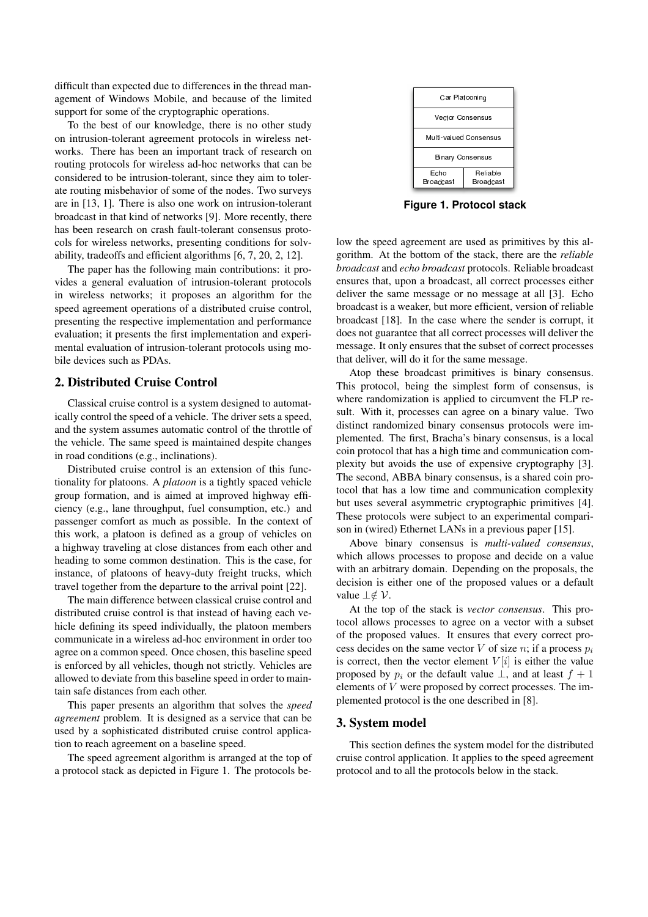difficult than expected due to differences in the thread management of Windows Mobile, and because of the limited support for some of the cryptographic operations.

To the best of our knowledge, there is no other study on intrusion-tolerant agreement protocols in wireless networks. There has been an important track of research on routing protocols for wireless ad-hoc networks that can be considered to be intrusion-tolerant, since they aim to tolerate routing misbehavior of some of the nodes. Two surveys are in [13, 1]. There is also one work on intrusion-tolerant broadcast in that kind of networks [9]. More recently, there has been research on crash fault-tolerant consensus protocols for wireless networks, presenting conditions for solvability, tradeoffs and efficient algorithms [6, 7, 20, 2, 12].

The paper has the following main contributions: it provides a general evaluation of intrusion-tolerant protocols in wireless networks; it proposes an algorithm for the speed agreement operations of a distributed cruise control, presenting the respective implementation and performance evaluation; it presents the first implementation and experimental evaluation of intrusion-tolerant protocols using mobile devices such as PDAs.

## 2. Distributed Cruise Control

Classical cruise control is a system designed to automatically control the speed of a vehicle. The driver sets a speed, and the system assumes automatic control of the throttle of the vehicle. The same speed is maintained despite changes in road conditions (e.g., inclinations).

Distributed cruise control is an extension of this functionality for platoons. A *platoon* is a tightly spaced vehicle group formation, and is aimed at improved highway efficiency (e.g., lane throughput, fuel consumption, etc.) and passenger comfort as much as possible. In the context of this work, a platoon is defined as a group of vehicles on a highway traveling at close distances from each other and heading to some common destination. This is the case, for instance, of platoons of heavy-duty freight trucks, which travel together from the departure to the arrival point [22].

The main difference between classical cruise control and distributed cruise control is that instead of having each vehicle defining its speed individually, the platoon members communicate in a wireless ad-hoc environment in order too agree on a common speed. Once chosen, this baseline speed is enforced by all vehicles, though not strictly. Vehicles are allowed to deviate from this baseline speed in order to maintain safe distances from each other.

This paper presents an algorithm that solves the *speed agreement* problem. It is designed as a service that can be used by a sophisticated distributed cruise control application to reach agreement on a baseline speed.

The speed agreement algorithm is arranged at the top of a protocol stack as depicted in Figure 1. The protocols below the speed agreement are used as primitives by this algorithm. At the bottom of the stack, there are the *reliable broadcast* and *echo broadcast* protocols. Reliable broadcast ensures that, upon a broadcast, all correct processes either deliver the same message or no message at all [3]. Echo broadcast is a weaker, but more efficient, version of reliable broadcast [18]. In the case where the sender is corrupt, it does not guarantee that all correct processes will deliver the message. It only ensures that the subset of correct processes that deliver, will do it for the same message.

| Car Platooning | |
|---|---|
| Vector Consensus | |
| Multi-valued Consensus | |
| Binary Consensus | |
| Echo Broadcast | Reliable Broadcast |

**Figure 1. Protocol stack**

Atop these broadcast primitives is binary consensus. This protocol, being the simplest form of consensus, is where randomization is applied to circumvent the FLP result. With it, processes can agree on a binary value. Two distinct randomized binary consensus protocols were implemented. The first, Bracha's binary consensus, is a local coin protocol that has a high time and communication complexity but avoids the use of expensive cryptography [3]. The second, ABBA binary consensus, is a shared coin protocol that has a low time and communication complexity but uses several asymmetric cryptographic primitives [4]. These protocols were subject to an experimental comparison in (wired) Ethernet LANs in a previous paper [15].

Above binary consensus is *multi-valued consensus*, which allows processes to propose and decide on a value with an arbitrary domain. Depending on the proposals, the decision is either one of the proposed values or a default value $\perp \notin \mathcal{V}$.

At the top of the stack is *vector consensus*. This protocol allows processes to agree on a vector with a subset of the proposed values. It ensures that every correct process decides on the same vector $V$ of size $n$; if a process $p_i$ is correct, then the vector element $V[i]$ is either the value proposed by $p_i$ or the default value $\perp$, and at least $f + 1$ elements of $V$ were proposed by correct processes. The implemented protocol is the one described in [8].

## 3. System model

This section defines the system model for the distributed cruise control application. It applies to the speed agreement protocol and to all the protocols below in the stack.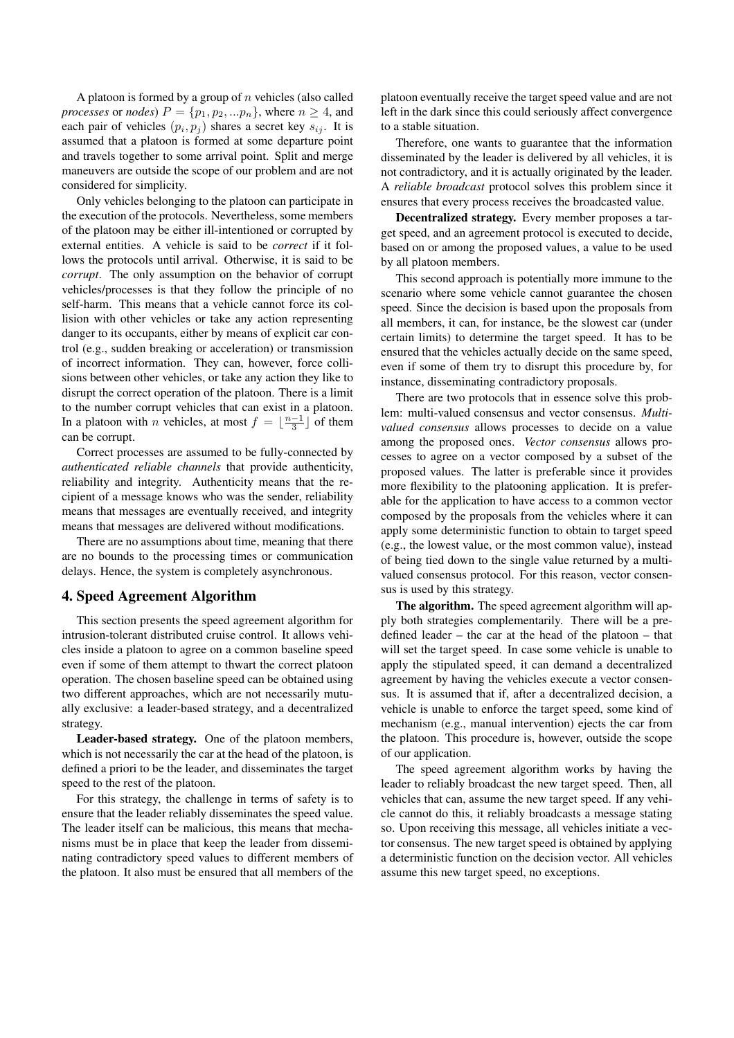A platoon is formed by a group of $n$ vehicles (also called *processes* or *nodes*) $P = \{p_1, p_2, ...p_n\}$, where $n \geq 4$, and each pair of vehicles $(p_i, p_j)$ shares a secret key $s_{ij}$. It is assumed that a platoon is formed at some departure point and travels together to some arrival point. Split and merge maneuvers are outside the scope of our problem and are not considered for simplicity.

Only vehicles belonging to the platoon can participate in the execution of the protocols. Nevertheless, some members of the platoon may be either ill-intentioned or corrupted by external entities. A vehicle is said to be *correct* if it follows the protocols until arrival. Otherwise, it is said to be *corrupt*. The only assumption on the behavior of corrupt vehicles/processes is that they follow the principle of no self-harm. This means that a vehicle cannot force its collision with other vehicles or take any action representing danger to its occupants, either by means of explicit car control (e.g., sudden breaking or acceleration) or transmission of incorrect information. They can, however, force collisions between other vehicles, or take any action they like to disrupt the correct operation of the platoon. There is a limit to the number corrupt vehicles that can exist in a platoon. In a platoon with $n$ vehicles, at most $f = \lfloor \frac{n-1}{3} \rfloor$ of them can be corrupt.

Correct processes are assumed to be fully-connected by *authenticated reliable channels* that provide authenticity, reliability and integrity. Authenticity means that the recipient of a message knows who was the sender, reliability means that messages are eventually received, and integrity means that messages are delivered without modifications.

There are no assumptions about time, meaning that there are no bounds to the processing times or communication delays. Hence, the system is completely asynchronous.

## 4. Speed Agreement Algorithm

This section presents the speed agreement algorithm for intrusion-tolerant distributed cruise control. It allows vehicles inside a platoon to agree on a common baseline speed even if some of them attempt to thwart the correct platoon operation. The chosen baseline speed can be obtained using two different approaches, which are not necessarily mutually exclusive: a leader-based strategy, and a decentralized strategy.

**Leader-based strategy.** One of the platoon members, which is not necessarily the car at the head of the platoon, is defined a priori to be the leader, and disseminates the target speed to the rest of the platoon.

For this strategy, the challenge in terms of safety is to ensure that the leader reliably disseminates the speed value. The leader itself can be malicious, this means that mechanisms must be in place that keep the leader from disseminating contradictory speed values to different members of the platoon. It also must be ensured that all members of the platoon eventually receive the target speed value and are not left in the dark since this could seriously affect convergence to a stable situation.

Therefore, one wants to guarantee that the information disseminated by the leader is delivered by all vehicles, it is not contradictory, and it is actually originated by the leader. A *reliable broadcast* protocol solves this problem since it ensures that every process receives the broadcasted value.

**Decentralized strategy.** Every member proposes a target speed, and an agreement protocol is executed to decide, based on or among the proposed values, a value to be used by all platoon members.

This second approach is potentially more immune to the scenario where some vehicle cannot guarantee the chosen speed. Since the decision is based upon the proposals from all members, it can, for instance, be the slowest car (under certain limits) to determine the target speed. It has to be ensured that the vehicles actually decide on the same speed, even if some of them try to disrupt this procedure by, for instance, disseminating contradictory proposals.

There are two protocols that in essence solve this problem: multi-valued consensus and vector consensus. *Multi-valued consensus* allows processes to decide on a value among the proposed ones. *Vector consensus* allows processes to agree on a vector composed by a subset of the proposed values. The latter is preferable since it provides more flexibility to the platooning application. It is preferable for the application to have access to a common vector composed by the proposals from the vehicles where it can apply some deterministic function to obtain to target speed (e.g., the lowest value, or the most common value), instead of being tied down to the single value returned by a multi-valued consensus protocol. For this reason, vector consensus is used by this strategy.

**The algorithm.** The speed agreement algorithm will apply both strategies complementarily. There will be a predefined leader – the car at the head of the platoon – that will set the target speed. In case some vehicle is unable to apply the stipulated speed, it can demand a decentralized agreement by having the vehicles execute a vector consensus. It is assumed that if, after a decentralized decision, a vehicle is unable to enforce the target speed, some kind of mechanism (e.g., manual intervention) ejects the car from the platoon. This procedure is, however, outside the scope of our application.

The speed agreement algorithm works by having the leader to reliably broadcast the new target speed. Then, all vehicles that can, assume the new target speed. If any vehicle cannot do this, it reliably broadcasts a message stating so. Upon receiving this message, all vehicles initiate a vector consensus. The new target speed is obtained by applying a deterministic function on the decision vector. All vehicles assume this new target speed, no exceptions.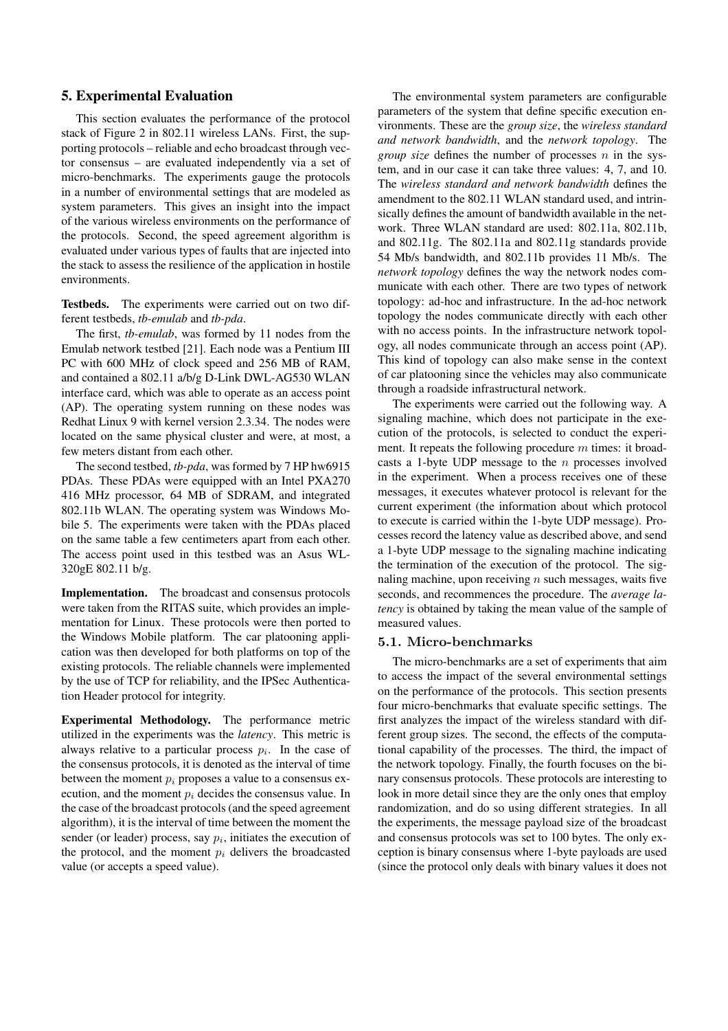## 5. Experimental Evaluation

This section evaluates the performance of the protocol stack of Figure 2 in 802.11 wireless LANs. First, the supporting protocols – reliable and echo broadcast through vector consensus – are evaluated independently via a set of micro-benchmarks. The experiments gauge the protocols in a number of environmental settings that are modeled as system parameters. This gives an insight into the impact of the various wireless environments on the performance of the protocols. Second, the speed agreement algorithm is evaluated under various types of faults that are injected into the stack to assess the resilience of the application in hostile environments.

**Testbeds.** The experiments were carried out on two different testbeds, *tb-emulab* and *tb-pda*.

The first, *tb-emulab*, was formed by 11 nodes from the Emulab network testbed [21]. Each node was a Pentium III PC with 600 MHz of clock speed and 256 MB of RAM, and contained a 802.11 a/b/g D-Link DWL-AG530 WLAN interface card, which was able to operate as an access point (AP). The operating system running on these nodes was Redhat Linux 9 with kernel version 2.3.34. The nodes were located on the same physical cluster and were, at most, a few meters distant from each other.

The second testbed, *tb-pda*, was formed by 7 HP hw6915 PDAs. These PDAs were equipped with an Intel PXA270 416 MHz processor, 64 MB of SDRAM, and integrated 802.11b WLAN. The operating system was Windows Mobile 5. The experiments were taken with the PDAs placed on the same table a few centimeters apart from each other. The access point used in this testbed was an Asus WL-320gE 802.11 b/g.

**Implementation.** The broadcast and consensus protocols were taken from the RITAS suite, which provides an implementation for Linux. These protocols were then ported to the Windows Mobile platform. The car platooning application was then developed for both platforms on top of the existing protocols. The reliable channels were implemented by the use of TCP for reliability, and the IPSec Authentication Header protocol for integrity.

**Experimental Methodology.** The performance metric utilized in the experiments was the *latency*. This metric is always relative to a particular process $p_i$. In the case of the consensus protocols, it is denoted as the interval of time between the moment $p_i$ proposes a value to a consensus execution, and the moment $p_i$ decides the consensus value. In the case of the broadcast protocols (and the speed agreement algorithm), it is the interval of time between the moment the sender (or leader) process, say $p_i$, initiates the execution of the protocol, and the moment $p_i$ delivers the broadcasted value (or accepts a speed value).

The environmental system parameters are configurable parameters of the system that define specific execution environments. These are the *group size*, the *wireless standard and network bandwidth*, and the *network topology*. The *group size* defines the number of processes $n$ in the system, and in our case it can take three values: 4, 7, and 10. The *wireless standard and network bandwidth* defines the amendment to the 802.11 WLAN standard used, and intrinsically defines the amount of bandwidth available in the network. Three WLAN standard are used: 802.11a, 802.11b, and 802.11g. The 802.11a and 802.11g standards provide 54 Mb/s bandwidth, and 802.11b provides 11 Mb/s. The *network topology* defines the way the network nodes communicate with each other. There are two types of network topology: ad-hoc and infrastructure. In the ad-hoc network topology the nodes communicate directly with each other with no access points. In the infrastructure network topology, all nodes communicate through an access point (AP). This kind of topology can also make sense in the context of car platooning since the vehicles may also communicate through a roadside infrastructural network.

The experiments were carried out the following way. A signaling machine, which does not participate in the execution of the protocols, is selected to conduct the experiment. It repeats the following procedure $m$ times: it broadcasts a 1-byte UDP message to the $n$ processes involved in the experiment. When a process receives one of these messages, it executes whatever protocol is relevant for the current experiment (the information about which protocol to execute is carried within the 1-byte UDP message). Processes record the latency value as described above, and send a 1-byte UDP message to the signaling machine indicating the termination of the execution of the protocol. The signaling machine, upon receiving $n$ such messages, waits five seconds, and recommences the procedure. The *average latency* is obtained by taking the mean value of the sample of measured values.

### 5.1. Micro-benchmarks

The micro-benchmarks are a set of experiments that aim to access the impact of the several environmental settings on the performance of the protocols. This section presents four micro-benchmarks that evaluate specific settings. The first analyzes the impact of the wireless standard with different group sizes. The second, the effects of the computational capability of the processes. The third, the impact of the network topology. Finally, the fourth focuses on the binary consensus protocols. These protocols are interesting to look in more detail since they are the only ones that employ randomization, and do so using different strategies. In all the experiments, the message payload size of the broadcast and consensus protocols was set to 100 bytes. The only exception is binary consensus where 1-byte payloads are used (since the protocol only deals with binary values it does not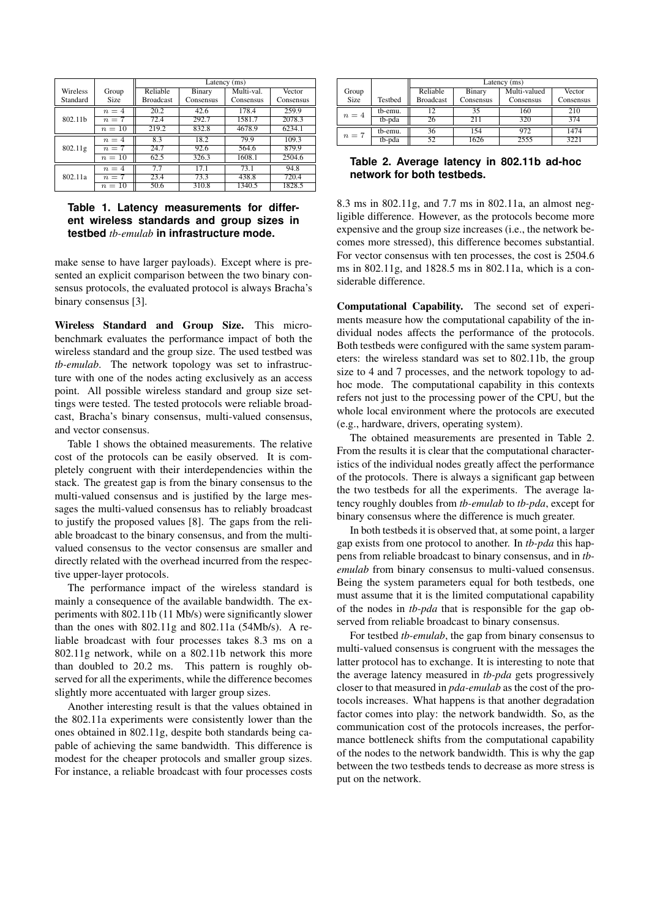| Wireless Standard | Group Size | Latency (ms) | | | |
|---|---|---|---|---|---|
| | | Reliable Broadcast | Binary Consensus | Multi-val. Consensus | Vector Consensus |
| 802.11b | $n = 4$ | 20.2 | 42.6 | 178.4 | 259.9 |
| | $n = 7$ | 72.4 | 292.7 | 1581.7 | 2078.3 |
| | $n = 10$ | 219.2 | 832.8 | 4678.9 | 6234.1 |
| 802.11g | $n = 4$ | 8.3 | 18.2 | 79.9 | 109.3 |
| | $n = 7$ | 24.7 | 92.6 | 564.6 | 879.9 |
| | $n = 10$ | 62.5 | 326.3 | 1608.1 | 2504.6 |
| 802.11a | $n = 4$ | 7.7 | 17.1 | 73.1 | 94.8 |
| | $n = 7$ | 23.4 | 73.3 | 438.8 | 720.4 |
| | $n = 10$ | 50.6 | 310.8 | 1340.5 | 1828.5 |

**Table 1. Latency measurements for different wireless standards and group sizes in testbed *tb-emulab* in infrastructure mode.**

make sense to have larger payloads). Except where is presented an explicit comparison between the two binary consensus protocols, the evaluated protocol is always Bracha's binary consensus [3].

**Wireless Standard and Group Size.** This micro-benchmark evaluates the performance impact of both the wireless standard and the group size. The used testbed was *tb-emulab*. The network topology was set to infrastructure with one of the nodes acting exclusively as an access point. All possible wireless standard and group size settings were tested. The tested protocols were reliable broadcast, Bracha's binary consensus, multi-valued consensus, and vector consensus.

Table 1 shows the obtained measurements. The relative cost of the protocols can be easily observed. It is completely congruent with their interdependencies within the stack. The greatest gap is from the binary consensus to the multi-valued consensus and is justified by the large messages the multi-valued consensus has to reliably broadcast to justify the proposed values [8]. The gaps from the reliable broadcast to the binary consensus, and from the multi-valued consensus to the vector consensus are smaller and directly related with the overhead incurred from the respective upper-layer protocols.

The performance impact of the wireless standard is mainly a consequence of the available bandwidth. The experiments with 802.11b (11 Mb/s) were significantly slower than the ones with 802.11g and 802.11a (54Mb/s). A reliable broadcast with four processes takes 8.3 ms on a 802.11g network, while on a 802.11b network this more than doubled to 20.2 ms. This pattern is roughly observed for all the experiments, while the difference becomes slightly more accentuated with larger group sizes.

Another interesting result is that the values obtained in the 802.11a experiments were consistently lower than the ones obtained in 802.11g, despite both standards being capable of achieving the same bandwidth. This difference is modest for the cheaper protocols and smaller group sizes. For instance, a reliable broadcast with four processes costs 8.3 ms in 802.11g, and 7.7 ms in 802.11a, an almost negligible difference. However, as the protocols become more expensive and the group size increases (i.e., the network becomes more stressed), this difference becomes substantial. For vector consensus with ten processes, the cost is 2504.6 ms in 802.11g, and 1828.5 ms in 802.11a, which is a considerable difference.

| Group Size | Testbed | Latency (ms) | | | |
|---|---|---|---|---|---|
| | | Reliable Broadcast | Binary Consensus | Multi-valued Consensus | Vector Consensus |
| $n = 4$ | tb-emu. | 12 | 35 | 160 | 210 |
| | tb-pda | 26 | 211 | 320 | 374 |
| $n = 7$ | tb-emu. | 36 | 154 | 972 | 1474 |
| | tb-pda | 52 | 1626 | 2555 | 3221 |

**Table 2. Average latency in 802.11b ad-hoc network for both testbeds.**

**Computational Capability.** The second set of experiments measure how the computational capability of the individual nodes affects the performance of the protocols. Both testbeds were configured with the same system parameters: the wireless standard was set to 802.11b, the group size to 4 and 7 processes, and the network topology to ad-hoc mode. The computational capability in this contexts refers not just to the processing power of the CPU, but the whole local environment where the protocols are executed (e.g., hardware, drivers, operating system).

The obtained measurements are presented in Table 2. From the results it is clear that the computational characteristics of the individual nodes greatly affect the performance of the protocols. There is always a significant gap between the two testbeds for all the experiments. The average latency roughly doubles from *tb-emulab* to *tb-pda*, except for binary consensus where the difference is much greater.

In both testbeds it is observed that, at some point, a larger gap exists from one protocol to another. In *tb-pda* this happens from reliable broadcast to binary consensus, and in *tb-emulab* from binary consensus to multi-valued consensus. Being the system parameters equal for both testbeds, one must assume that it is the limited computational capability of the nodes in *tb-pda* that is responsible for the gap observed from reliable broadcast to binary consensus.

For testbed *tb-emulab*, the gap from binary consensus to multi-valued consensus is congruent with the messages the latter protocol has to exchange. It is interesting to note that the average latency measured in *tb-pda* gets progressively closer to that measured in *pda-emulab* as the cost of the protocols increases. What happens is that another degradation factor comes into play: the network bandwidth. So, as the communication cost of the protocols increases, the performance bottleneck shifts from the computational capability of the nodes to the network bandwidth. This is why the gap between the two testbeds tends to decrease as more stress is put on the network.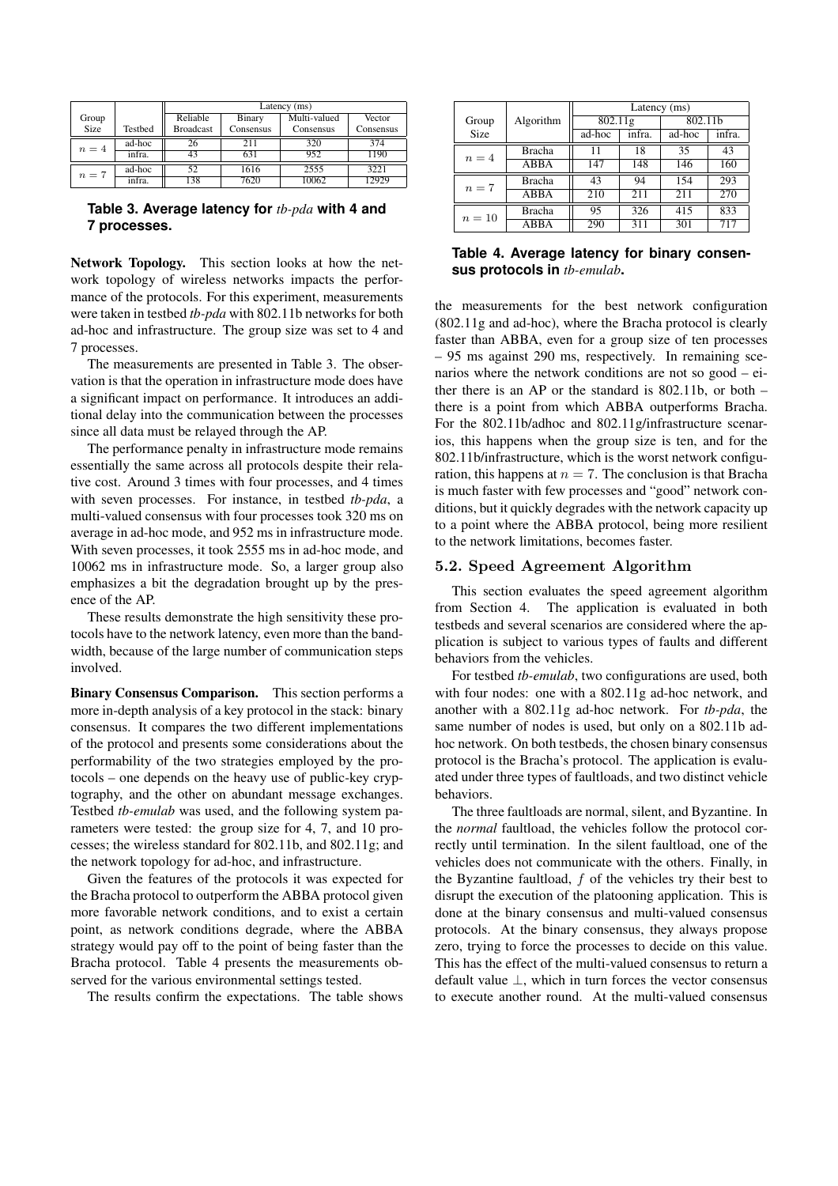| Group Size | Testbed | Latency (ms) | | | |
|---|---|---|---|---|---|
| | | Reliable Broadcast | Binary Consensus | Multi-valued Consensus | Vector Consensus |
| $n = 4$ | ad-hoc | 26 | 211 | 320 | 374 |
| | infra. | 43 | 631 | 952 | 1190 |
| $n = 7$ | ad-hoc | 52 | 1616 | 2555 | 3221 |
| | infra. | 138 | 7620 | 10062 | 12929 |

**Table 3. Average latency for *tb-pda* with 4 and 7 processes.**

**Network Topology.** This section looks at how the network topology of wireless networks impacts the performance of the protocols. For this experiment, measurements were taken in testbed *tb-pda* with 802.11b networks for both ad-hoc and infrastructure. The group size was set to 4 and 7 processes.

The measurements are presented in Table 3. The observation is that the operation in infrastructure mode does have a significant impact on performance. It introduces an additional delay into the communication between the processes since all data must be relayed through the AP.

The performance penalty in infrastructure mode remains essentially the same across all protocols despite their relative cost. Around 3 times with four processes, and 4 times with seven processes. For instance, in testbed *tb-pda*, a multi-valued consensus with four processes took 320 ms on average in ad-hoc mode, and 952 ms in infrastructure mode. With seven processes, it took 2555 ms in ad-hoc mode, and 10062 ms in infrastructure mode. So, a larger group also emphasizes a bit the degradation brought up by the presence of the AP.

These results demonstrate the high sensitivity these protocols have to the network latency, even more than the bandwidth, because of the large number of communication steps involved.

**Binary Consensus Comparison.** This section performs a more in-depth analysis of a key protocol in the stack: binary consensus. It compares the two different implementations of the protocol and presents some considerations about the performability of the two strategies employed by the protocols – one depends on the heavy use of public-key cryptography, and the other on abundant message exchanges. Testbed *tb-emulab* was used, and the following system parameters were tested: the group size for 4, 7, and 10 processes; the wireless standard for 802.11b, and 802.11g; and the network topology for ad-hoc, and infrastructure.

Given the features of the protocols it was expected for the Bracha protocol to outperform the ABBA protocol given more favorable network conditions, and to exist a certain point, as network conditions degrade, where the ABBA strategy would pay off to the point of being faster than the Bracha protocol. Table 4 presents the measurements observed for the various environmental settings tested.

The results confirm the expectations. The table shows

| Group Size | Algorithm | Latency (ms) | | | |
|---|---|---|---|---|---|
| | | 802.11g | | 802.11b | |
| | | ad-hoc | infra. | ad-hoc | infra. |
| $n = 4$ | Bracha | 11 | 18 | 35 | 43 |
| | ABBA | 147 | 148 | 146 | 160 |
| $n = 7$ | Bracha | 43 | 94 | 154 | 293 |
| | ABBA | 210 | 211 | 211 | 270 |
| $n = 10$ | Bracha | 95 | 326 | 415 | 833 |
| | ABBA | 290 | 311 | 301 | 717 |

**Table 4. Average latency for binary consensus protocols in *tb-emulab*.**

the measurements for the best network configuration (802.11g and ad-hoc), where the Bracha protocol is clearly faster than ABBA, even for a group size of ten processes – 95 ms against 290 ms, respectively. In remaining scenarios where the network conditions are not so good – either there is an AP or the standard is 802.11b, or both – there is a point from which ABBA outperforms Bracha. For the 802.11b/adhoc and 802.11g/infrastructure scenarios, this happens when the group size is ten, and for the 802.11b/infrastructure, which is the worst network configuration, this happens at $n = 7$. The conclusion is that Bracha is much faster with few processes and "good" network conditions, but it quickly degrades with the network capacity up to a point where the ABBA protocol, being more resilient to the network limitations, becomes faster.

### 5.2. Speed Agreement Algorithm

This section evaluates the speed agreement algorithm from Section 4. The application is evaluated in both testbeds and several scenarios are considered where the application is subject to various types of faults and different behaviors from the vehicles.

For testbed *tb-emulab*, two configurations are used, both with four nodes: one with a 802.11g ad-hoc network, and another with a 802.11g ad-hoc network. For *tb-pda*, the same number of nodes is used, but only on a 802.11b ad-hoc network. On both testbeds, the chosen binary consensus protocol is the Bracha's protocol. The application is evaluated under three types of faultloads, and two distinct vehicle behaviors.

The three faultloads are normal, silent, and Byzantine. In the *normal* faultload, the vehicles follow the protocol correctly until termination. In the silent faultload, one of the vehicles does not communicate with the others. Finally, in the Byzantine faultload, $f$ of the vehicles try their best to disrupt the execution of the platooning application. This is done at the binary consensus and multi-valued consensus protocols. At the binary consensus, they always propose zero, trying to force the processes to decide on this value. This has the effect of the multi-valued consensus to return a default value $\perp$, which in turn forces the vector consensus to execute another round. At the multi-valued consensus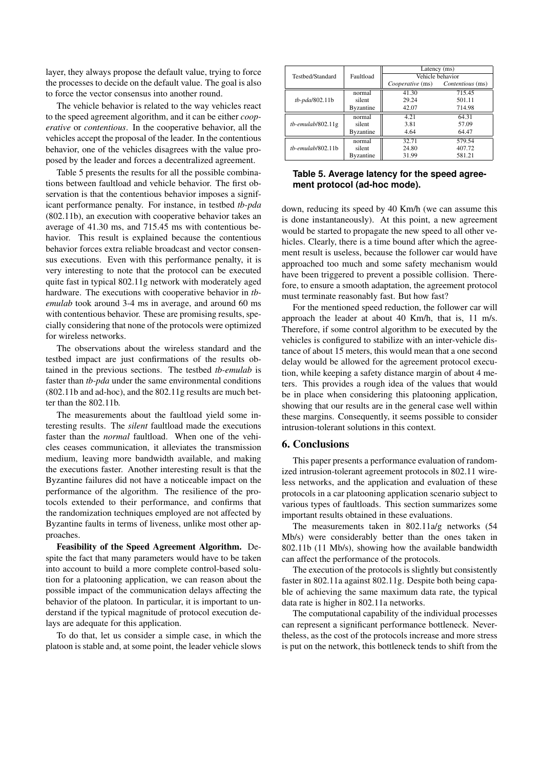layer, they always propose the default value, trying to force the processes to decide on the default value. The goal is also to force the vector consensus into another round.

The vehicle behavior is related to the way vehicles react to the speed agreement algorithm, and it can be either *cooperative* or *contentious*. In the cooperative behavior, all the vehicles accept the proposal of the leader. In the contentious behavior, one of the vehicles disagrees with the value proposed by the leader and forces a decentralized agreement.

Table 5 presents the results for all the possible combinations between faultload and vehicle behavior. The first observation is that the contentious behavior imposes a significant performance penalty. For instance, in testbed *tb-pda* (802.11b), an execution with cooperative behavior takes an average of 41.30 ms, and 715.45 ms with contentious behavior. This result is explained because the contentious behavior forces extra reliable broadcast and vector consensus executions. Even with this performance penalty, it is very interesting to note that the protocol can be executed quite fast in typical 802.11g network with moderately aged hardware. The executions with cooperative behavior in *tb-emulab* took around 3-4 ms in average, and around 60 ms with contentious behavior. These are promising results, specially considering that none of the protocols were optimized for wireless networks.

The observations about the wireless standard and the testbed impact are just confirmations of the results obtained in the previous sections. The testbed *tb-emulab* is faster than *tb-pda* under the same environmental conditions (802.11b and ad-hoc), and the 802.11g results are much better than the 802.11b.

The measurements about the faultload yield some interesting results. The *silent* faultload made the executions faster than the *normal* faultload. When one of the vehicles ceases communication, it alleviates the transmission medium, leaving more bandwidth available, and making the executions faster. Another interesting result is that the Byzantine failures did not have a noticeable impact on the performance of the algorithm. The resilience of the protocols extended to their performance, and confirms that the randomization techniques employed are not affected by Byzantine faults in terms of liveness, unlike most other approaches.

**Feasibility of the Speed Agreement Algorithm.** Despite the fact that many parameters would have to be taken into account to build a more complete control-based solution for a platooning application, we can reason about the possible impact of the communication delays affecting the behavior of the platoon. In particular, it is important to understand if the typical magnitude of protocol execution delays are adequate for this application.

To do that, let us consider a simple case, in which the platoon is stable and, at some point, the leader vehicle slows down, reducing its speed by 40 Km/h (we can assume this is done instantaneously). At this point, a new agreement would be started to propagate the new speed to all other vehicles. Clearly, there is a time bound after which the agreement result is useless, because the follower car would have approached too much and some safety mechanism would have been triggered to prevent a possible collision. Therefore, to ensure a smooth adaptation, the agreement protocol must terminate reasonably fast. But how fast?

For the mentioned speed reduction, the follower car will approach the leader at about 40 Km/h, that is, 11 m/s. Therefore, if some control algorithm to be executed by the vehicles is configured to stabilize with an inter-vehicle distance of about 15 meters, this would mean that a one second delay would be allowed for the agreement protocol execution, while keeping a safety distance margin of about 4 meters. This provides a rough idea of the values that would be in place when considering this platooning application, showing that our results are in the general case well within these margins. Consequently, it seems possible to consider intrusion-tolerant solutions in this context.

| Testbed/Standard | Faultload | Latency (ms) | |
|---|---|---|---|
| | | Vehicle behavior | |
| | | *Cooperative* (ms) | *Contentious* (ms) |
| *tb-pda*/802.11b | normal | 41.30 | 715.45 |
| | silent | 29.24 | 501.11 |
| | Byzantine | 42.07 | 714.98 |
| *tb-emulab*/802.11g | normal | 4.21 | 64.31 |
| | silent | 3.81 | 57.09 |
| | Byzantine | 4.64 | 64.47 |
| *tb-emulab*/802.11b | normal | 32.71 | 579.54 |
| | silent | 24.80 | 407.72 |
| | Byzantine | 31.99 | 581.21 |

**Table 5. Average latency for the speed agreement protocol (ad-hoc mode).**

## 6. Conclusions

This paper presents a performance evaluation of randomized intrusion-tolerant agreement protocols in 802.11 wireless networks, and the application and evaluation of these protocols in a car platooning application scenario subject to various types of faultloads. This section summarizes some important results obtained in these evaluations.

The measurements taken in 802.11a/g networks (54 Mb/s) were considerably better than the ones taken in 802.11b (11 Mb/s), showing how the available bandwidth can affect the performance of the protocols.

The execution of the protocols is slightly but consistently faster in 802.11a against 802.11g. Despite both being capable of achieving the same maximum data rate, the typical data rate is higher in 802.11a networks.

The computational capability of the individual processes can represent a significant performance bottleneck. Nevertheless, as the cost of the protocols increase and more stress is put on the network, this bottleneck tends to shift from the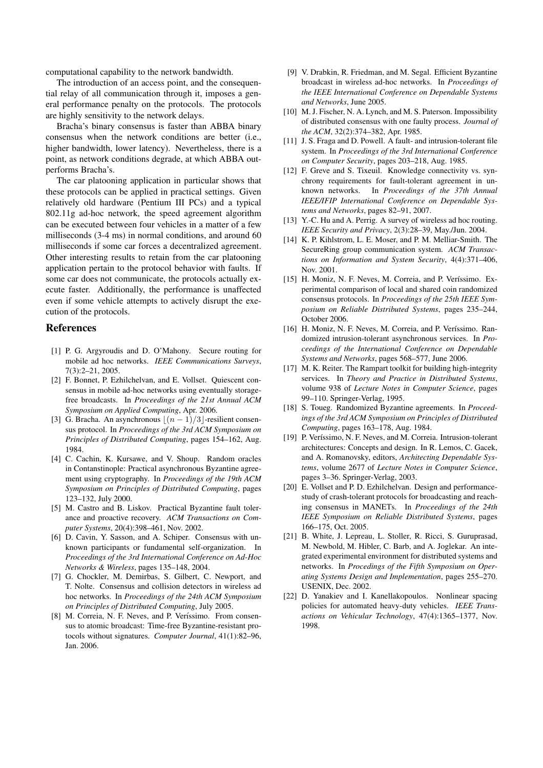computational capability to the network bandwidth.

The introduction of an access point, and the consequential relay of all communication through it, imposes a general performance penalty on the protocols. The protocols are highly sensitivity to the network delays.

Bracha's binary consensus is faster than ABBA binary consensus when the network conditions are better (i.e., higher bandwidth, lower latency). Nevertheless, there is a point, as network conditions degrade, at which ABBA outperforms Bracha's.

The car platooning application in particular shows that these protocols can be applied in practical settings. Given relatively old hardware (Pentium III PCs) and a typical 802.11g ad-hoc network, the speed agreement algorithm can be executed between four vehicles in a matter of a few milliseconds (3-4 ms) in normal conditions, and around 60 milliseconds if some car forces a decentralized agreement. Other interesting results to retain from the car platooning application pertain to the protocol behavior with faults. If some car does not communicate, the protocols actually execute faster. Additionally, the performance is unaffected even if some vehicle attempts to actively disrupt the execution of the protocols.

## References

[1] P. G. Argyroudis and D. O'Mahony. Secure routing for mobile ad hoc networks. *IEEE Communications Surveys*, 7(3):2–21, 2005.

[2] F. Bonnet, P. Ezhilchelvan, and E. Vollset. Quiescent consensus in mobile ad-hoc networks using eventually storage-free broadcasts. In *Proceedings of the 21st Annual ACM Symposium on Applied Computing*, Apr. 2006.

[3] G. Bracha. An asynchronous $\lfloor (n-1)/3 \rfloor$-resilient consensus protocol. In *Proceedings of the 3rd ACM Symposium on Principles of Distributed Computing*, pages 154–162, Aug. 1984.

[4] C. Cachin, K. Kursawe, and V. Shoup. Random oracles in Contanstinople: Practical asynchronous Byzantine agreement using cryptography. In *Proceedings of the 19th ACM Symposium on Principles of Distributed Computing*, pages 123–132, July 2000.

[5] M. Castro and B. Liskov. Practical Byzantine fault tolerance and proactive recovery. *ACM Transactions on Computer Systems*, 20(4):398–461, Nov. 2002.

[6] D. Cavin, Y. Sasson, and A. Schiper. Consensus with unknown participants or fundamental self-organization. In *Proceedings of the 3rd International Conference on Ad-Hoc Networks & Wireless*, pages 135–148, 2004.

[7] G. Chockler, M. Demirbas, S. Gilbert, C. Newport, and T. Nolte. Consensus and collision detectors in wireless ad hoc networks. In *Proceedings of the 24th ACM Symposium on Principles of Distributed Computing*, July 2005.

[8] M. Correia, N. F. Neves, and P. Veríssimo. From consensus to atomic broadcast: Time-free Byzantine-resistant protocols without signatures. *Computer Journal*, 41(1):82–96, Jan. 2006.

[9] V. Drabkin, R. Friedman, and M. Segal. Efficient Byzantine broadcast in wireless ad-hoc networks. In *Proceedings of the IEEE International Conference on Dependable Systems and Networks*, June 2005.

[10] M. J. Fischer, N. A. Lynch, and M. S. Paterson. Impossibility of distributed consensus with one faulty process. *Journal of the ACM*, 32(2):374–382, Apr. 1985.

[11] J. S. Fraga and D. Powell. A fault- and intrusion-tolerant file system. In *Proceedings of the 3rd International Conference on Computer Security*, pages 203–218, Aug. 1985.

[12] F. Greve and S. Tixeuil. Knowledge connectivity vs. synchrony requirements for fault-tolerant agreement in unknown networks. In *Proceedings of the 37th Annual IEEE/IFIP International Conference on Dependable Systems and Networks*, pages 82–91, 2007.

[13] Y.-C. Hu and A. Perrig. A survey of wireless ad hoc routing. *IEEE Security and Privacy*, 2(3):28–39, May./Jun. 2004.

[14] K. P. Kihlstrom, L. E. Moser, and P. M. Melliar-Smith. The SecureRing group communication system. *ACM Transactions on Information and System Security*, 4(4):371–406, Nov. 2001.

[15] H. Moniz, N. F. Neves, M. Correia, and P. Veríssimo. Experimental comparison of local and shared coin randomized consensus protocols. In *Proceedings of the 25th IEEE Symposium on Reliable Distributed Systems*, pages 235–244, October 2006.

[16] H. Moniz, N. F. Neves, M. Correia, and P. Veríssimo. Randomized intrusion-tolerant asynchronous services. In *Proceedings of the International Conference on Dependable Systems and Networks*, pages 568–577, June 2006.

[17] M. K. Reiter. The Rampart toolkit for building high-integrity services. In *Theory and Practice in Distributed Systems*, volume 938 of *Lecture Notes in Computer Science*, pages 99–110. Springer-Verlag, 1995.

[18] S. Toueg. Randomized Byzantine agreements. In *Proceedings of the 3rd ACM Symposium on Principles of Distributed Computing*, pages 163–178, Aug. 1984.

[19] P. Veríssimo, N. F. Neves, and M. Correia. Intrusion-tolerant architectures: Concepts and design. In R. Lemos, C. Gacek, and A. Romanovsky, editors, *Architecting Dependable Systems*, volume 2677 of *Lecture Notes in Computer Science*, pages 3–36. Springer-Verlag, 2003.

[20] E. Vollset and P. D. Ezhilchelvan. Design and performance-study of crash-tolerant protocols for broadcasting and reaching consensus in MANETs. In *Proceedings of the 24th IEEE Symposium on Reliable Distributed Systems*, pages 166–175, Oct. 2005.

[21] B. White, J. Lepreau, L. Stoller, R. Ricci, S. Guruprasad, M. Newbold, M. Hibler, C. Barb, and A. Joglekar. An integrated experimental environment for distributed systems and networks. In *Procedings of the Fifth Symposium on Operating Systems Design and Implementation*, pages 255–270. USENIX, Dec. 2002.

[22] D. Yanakiev and I. Kanellakopoulos. Nonlinear spacing policies for automated heavy-duty vehicles. *IEEE Transactions on Vehicular Technology*, 47(4):1365–1377, Nov. 1998.